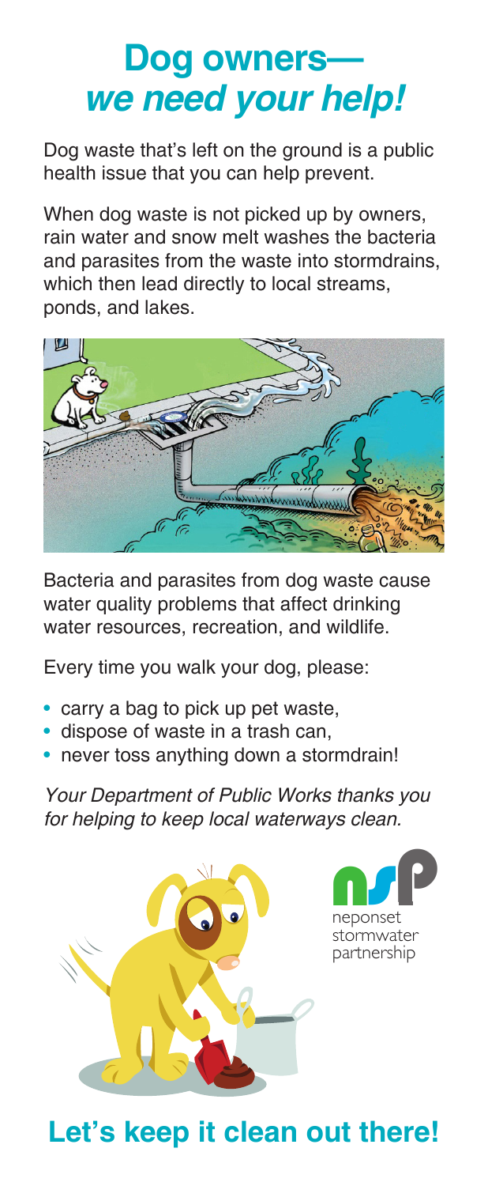# Dog owners—*we need your help!*

Dog waste that's left on the ground is a public health issue that you can help prevent.

When dog waste is not picked up by owners, rain water and snow melt washes the bacteria and parasites from the waste into stormdrains, which then lead directly to local streams, ponds, and lakes.

Bacteria and parasites from dog waste cause water quality problems that affect drinking water resources, recreation, and wildlife.

Every time you walk your dog, please:

- carry a bag to pick up pet waste,
- dispose of waste in a trash can,
- never toss anything down a stormdrain!

*Your Department of Public Works thanks you for helping to keep local waterways clean.*

nsp
neponset stormwater partnership

## Let's keep it clean out there!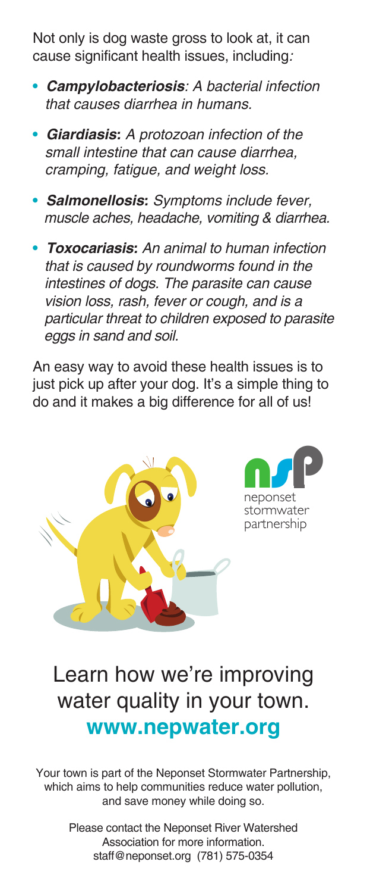Not only is dog waste gross to look at, it can cause significant health issues, including:

- ***Campylobacteriosis***: *A bacterial infection that causes diarrhea in humans.*
- ***Giardiasis*****:** *A protozoan infection of the small intestine that can cause diarrhea, cramping, fatigue, and weight loss.*
- ***Salmonellosis*****:** *Symptoms include fever, muscle aches, headache, vomiting & diarrhea.*
- ***Toxocariasis*****:** *An animal to human infection that is caused by roundworms found in the intestines of dogs. The parasite can cause vision loss, rash, fever or cough, and is a particular threat to children exposed to parasite eggs in sand and soil.*

An easy way to avoid these health issues is to just pick up after your dog. It's a simple thing to do and it makes a big difference for all of us!

neponset stormwater partnership

## Learn how we're improving water quality in your town.

## **www.nepwater.org**

Your town is part of the Neponset Stormwater Partnership, which aims to help communities reduce water pollution, and save money while doing so.

Please contact the Neponset River Watershed Association for more information.
staff@neponset.org (781) 575-0354